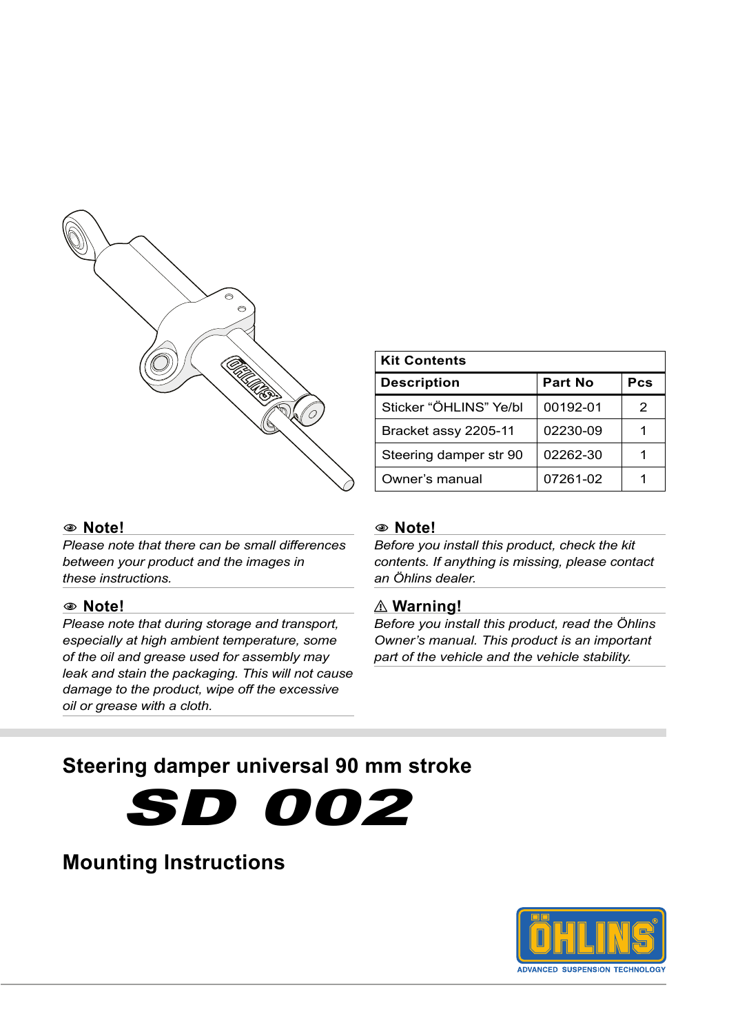| Kit Contents | | |
|---|---|---|
| **Description** | **Part No** | **Pcs** |
| Sticker “ÖHLINS” Ye/bl | 00192-01 | 2 |
| Bracket assy 2205-11 | 02230-09 | 1 |
| Steering damper str 90 | 02262-30 | 1 |
| Owner’s manual | 07261-02 | 1 |

**Note!**

*Please note that there can be small differences between your product and the images in these instructions.*

**Note!**

*Please note that during storage and transport, especially at high ambient temperature, some of the oil and grease used for assembly may leak and stain the packaging. This will not cause damage to the product, wipe off the excessive oil or grease with a cloth.*

**Note!**

*Before you install this product, check the kit contents. If anything is missing, please contact an Öhlins dealer.*

**⚠ Warning!**

*Before you install this product, read the Öhlins Owner’s manual. This product is an important part of the vehicle and the vehicle stability.*

## Steering damper universal 90 mm stroke

# SD 002

## Mounting Instructions

ÖHLINS

ADVANCED SUSPENSION TECHNOLOGY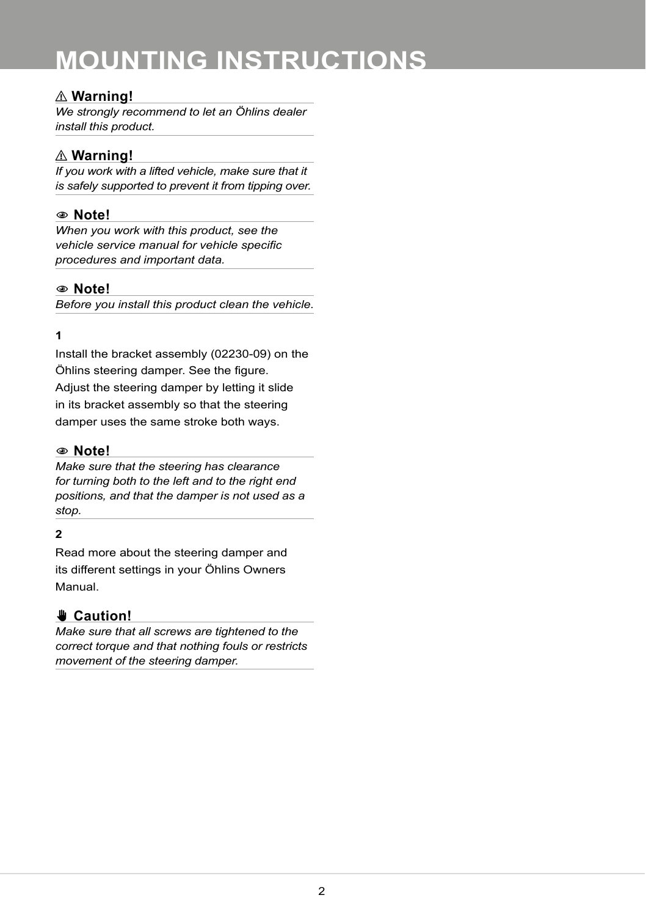# MOUNTING INSTRUCTIONS

**⚠ Warning!**

*We strongly recommend to let an Öhlins dealer install this product.*

**⚠ Warning!**

*If you work with a lifted vehicle, make sure that it is safely supported to prevent it from tipping over.*

**Note!**

*When you work with this product, see the vehicle service manual for vehicle specific procedures and important data.*

**Note!**

*Before you install this product clean the vehicle.*

**1**

Install the bracket assembly (02230-09) on the Öhlins steering damper. See the figure. Adjust the steering damper by letting it slide in its bracket assembly so that the steering damper uses the same stroke both ways.

**Note!**

*Make sure that the steering has clearance for turning both to the left and to the right end positions, and that the damper is not used as a stop.*

**2**

Read more about the steering damper and its different settings in your Öhlins Owners Manual.

**Caution!**

*Make sure that all screws are tightened to the correct torque and that nothing fouls or restricts movement of the steering damper.*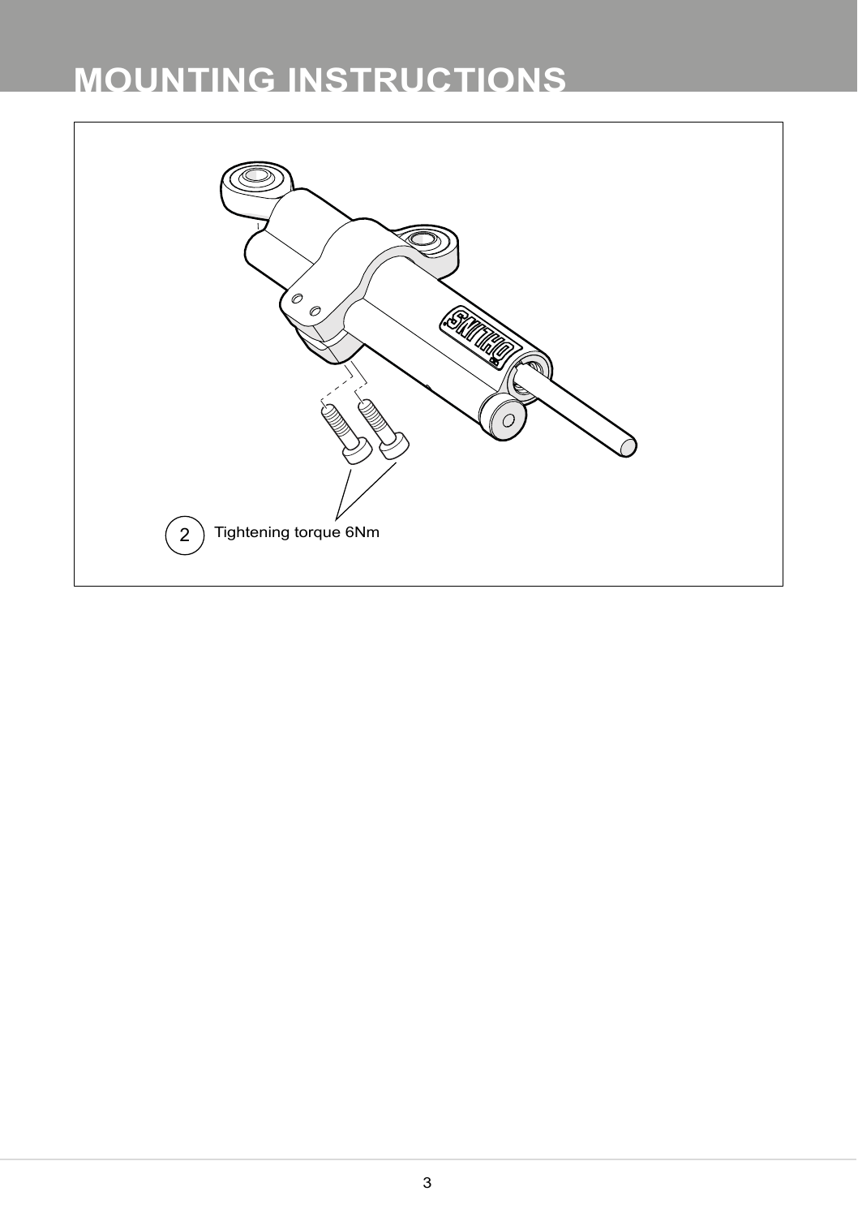# MOUNTING INSTRUCTIONS

2 Tightening torque 6Nm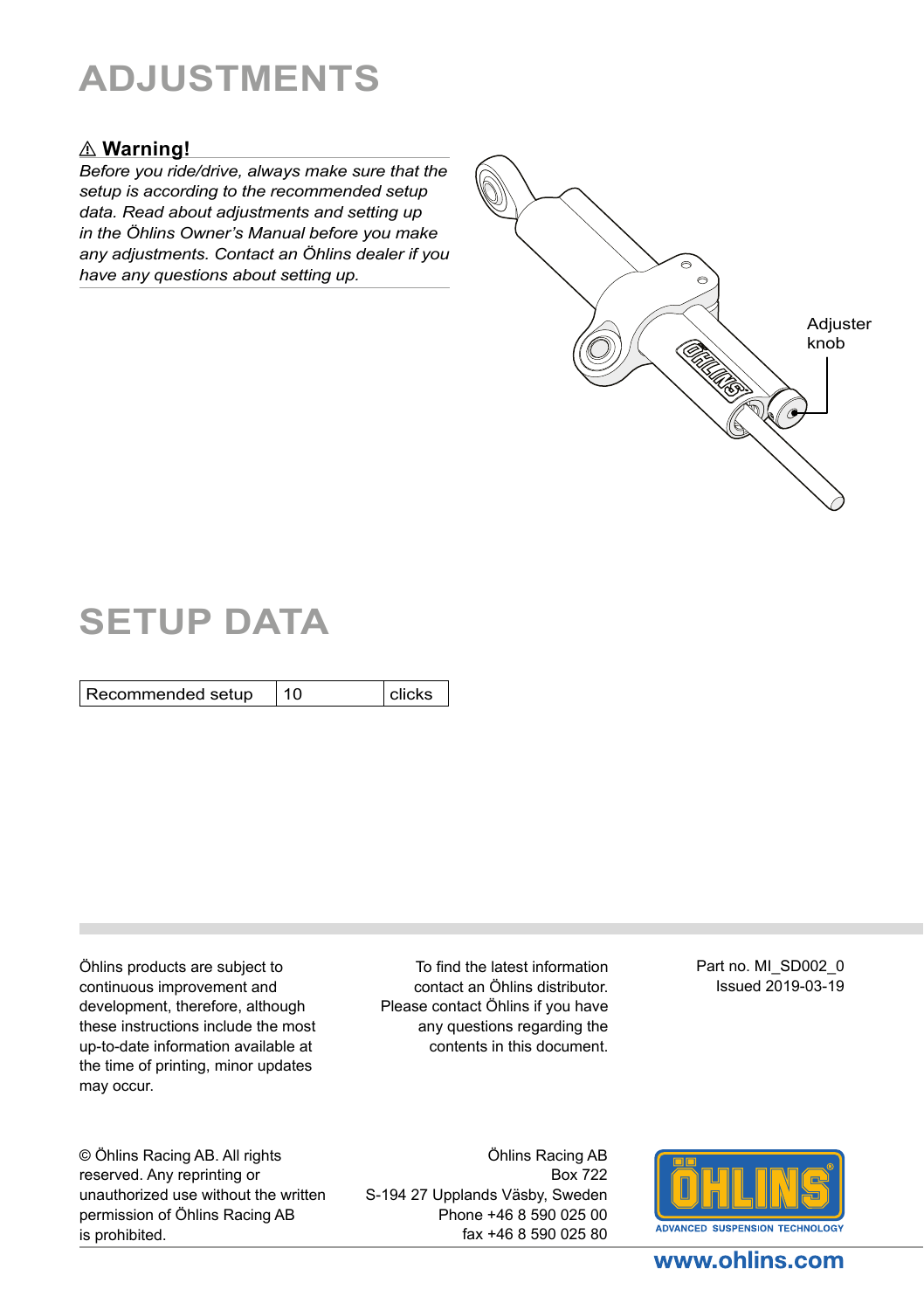# ADJUSTMENTS

⚠ **Warning!**

*Before you ride/drive, always make sure that the setup is according to the recommended setup data. Read about adjustments and setting up in the Öhlins Owner's Manual before you make any adjustments. Contact an Öhlins dealer if you have any questions about setting up.*

Adjuster knob

# SETUP DATA

| | | |
|---|---|---|
| Recommended setup | 10 | clicks |

Öhlins products are subject to continuous improvement and development, therefore, although these instructions include the most up-to-date information available at the time of printing, minor updates may occur.

To find the latest information contact an Öhlins distributor. Please contact Öhlins if you have any questions regarding the contents in this document.

Part no. MI_SD002_0
Issued 2019-03-19

© Öhlins Racing AB. All rights reserved. Any reprinting or unauthorized use without the written permission of Öhlins Racing AB is prohibited.

Öhlins Racing AB
Box 722
S-194 27 Upplands Väsby, Sweden
Phone +46 8 590 025 00
fax +46 8 590 025 80

ÖHLINS ADVANCED SUSPENSION TECHNOLOGY

www.ohlins.com